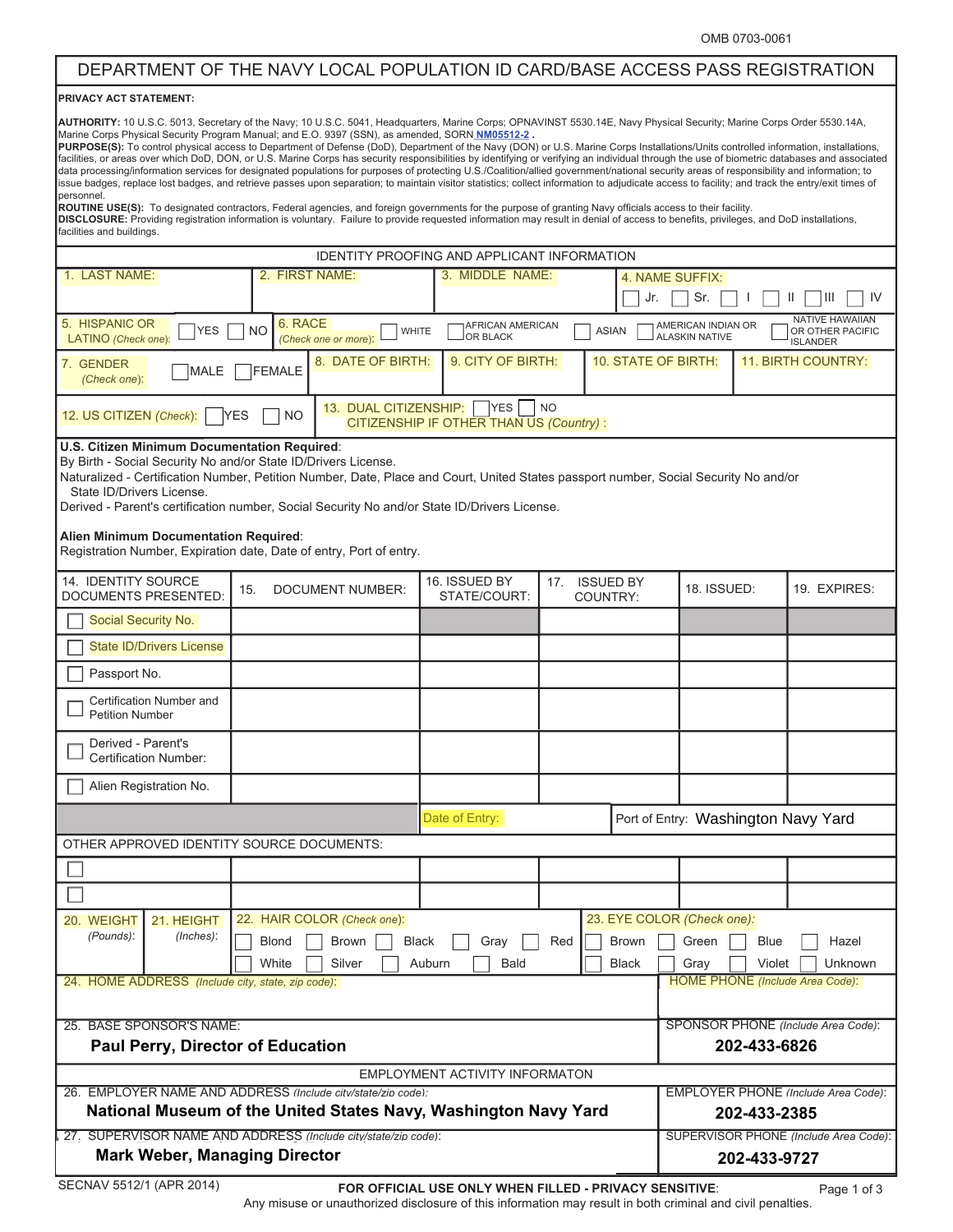OMB 0703-0061

# DEPARTMENT OF THE NAVY LOCAL POPULATION ID CARD/BASE ACCESS PASS REGISTRATION

**PRIVACY ACT STATEMENT:**

**AUTHORITY:** 10 U.S.C. 5013, Secretary of the Navy; 10 U.S.C. 5041, Headquarters, Marine Corps; OPNAVINST 5530.14E, Navy Physical Security; Marine Corps Order 5530.14A, Marine Corps Physical Security Program Manual; and E.O. 9397 (SSN), as amended, SORN NM05512-2 .

**PURPOSE(S):** To control physical access to Department of Defense (DoD), Department of the Navy (DON) or U.S. Marine Corps Installations/Units controlled information, installations, facilities, or areas over which DoD, DON, or U.S. Marine Corps has security responsibilities by identifying or verifying an individual through the use of biometric databases and associated data processing/information services for designated populations for purposes of protecting U.S./Coalition/allied government/national security areas of responsibility and information; to issue badges, replace lost badges, and retrieve passes upon separation; to maintain visitor statistics; collect information to adjudicate access to facility; and track the entry/exit times of personnel.

**ROUTINE USE(S):** To designated contractors, Federal agencies, and foreign governments for the purpose of granting Navy officials access to their facility.

**DISCLOSURE:** Providing registration information is voluntary. Failure to provide requested information may result in denial of access to benefits, privileges, and DoD installations, facilities and buildings.

## IDENTITY PROOFING AND APPLICANT INFORMATION

1. LAST NAME:
2. FIRST NAME:
3. MIDDLE NAME:
4. NAME SUFFIX: ☐ Jr. ☐ Sr. ☐ I ☐ II ☐ III ☐ IV

5. HISPANIC OR LATINO *(Check one)*: ☐ YES ☐ NO

6. RACE *(Check one or more)*: ☐ WHITE ☐ AFRICAN AMERICAN OR BLACK ☐ ASIAN ☐ AMERICAN INDIAN OR ALASKIN NATIVE ☐ NATIVE HAWAIIAN OR OTHER PACIFIC ISLANDER

7. GENDER *(Check one)*: ☐ MALE ☐ FEMALE
8. DATE OF BIRTH:
9. CITY OF BIRTH:
10. STATE OF BIRTH:
11. BIRTH COUNTRY:

12. US CITIZEN *(Check)*: ☐ YES ☐ NO

13. DUAL CITIZENSHIP: ☐ YES ☐ NO
CITIZENSHIP IF OTHER THAN US *(Country)* :

**U.S. Citizen Minimum Documentation Required**:
By Birth - Social Security No and/or State ID/Drivers License.
Naturalized - Certification Number, Petition Number, Date, Place and Court, United States passport number, Social Security No and/or State ID/Drivers License.
Derived - Parent's certification number, Social Security No and/or State ID/Drivers License.

**Alien Minimum Documentation Required**:
Registration Number, Expiration date, Date of entry, Port of entry.

| 14. IDENTITY SOURCE DOCUMENTS PRESENTED: | 15. DOCUMENT NUMBER: | 16. ISSUED BY STATE/COURT: | 17. ISSUED BY COUNTRY: | 18. ISSUED: | 19. EXPIRES: |
|---|---|---|---|---|---|
| ☐ Social Security No. | | | | | |
| ☐ State ID/Drivers License | | | | | |
| ☐ Passport No. | | | | | |
| ☐ Certification Number and Petition Number | | | | | |
| ☐ Derived - Parent's Certification Number: | | | | | |
| ☐ Alien Registration No. | | | | | |
| | | Date of Entry: | | Port of Entry: Washington Navy Yard | |

OTHER APPROVED IDENTITY SOURCE DOCUMENTS:

| | | | | | |
|---|---|---|---|---|---|
| ☐ | | | | | |
| ☐ | | | | | |

20. WEIGHT *(Pounds)*:
21. HEIGHT *(Inches)*:

22. HAIR COLOR *(Check one)*: ☐ Blond ☐ Brown ☐ Black ☐ Gray ☐ Red ☐ White ☐ Silver ☐ Auburn ☐ Bald

23. EYE COLOR *(Check one)*: ☐ Brown ☐ Green ☐ Blue ☐ Hazel ☐ Black ☐ Gray ☐ Violet ☐ Unknown

24. HOME ADDRESS *(Include city, state, zip code)*:
HOME PHONE *(Include Area Code)*:

25. BASE SPONSOR'S NAME: **Paul Perry, Director of Education**
SPONSOR PHONE *(Include Area Code)*: **202-433-6826**

## EMPLOYMENT ACTIVITY INFORMATON

26. EMPLOYER NAME AND ADDRESS *(Include city/state/zip code)*: **National Museum of the United States Navy, Washington Navy Yard**
EMPLOYER PHONE *(Include Area Code)*: **202-433-2385**

27. SUPERVISOR NAME AND ADDRESS *(Include city/state/zip code)*: **Mark Weber, Managing Director**
SUPERVISOR PHONE *(Include Area Code)*: **202-433-9727**

SECNAV 5512/1 (APR 2014)

**FOR OFFICIAL USE ONLY WHEN FILLED - PRIVACY SENSITIVE**:
Any misuse or unauthorized disclosure of this information may result in both criminal and civil penalties.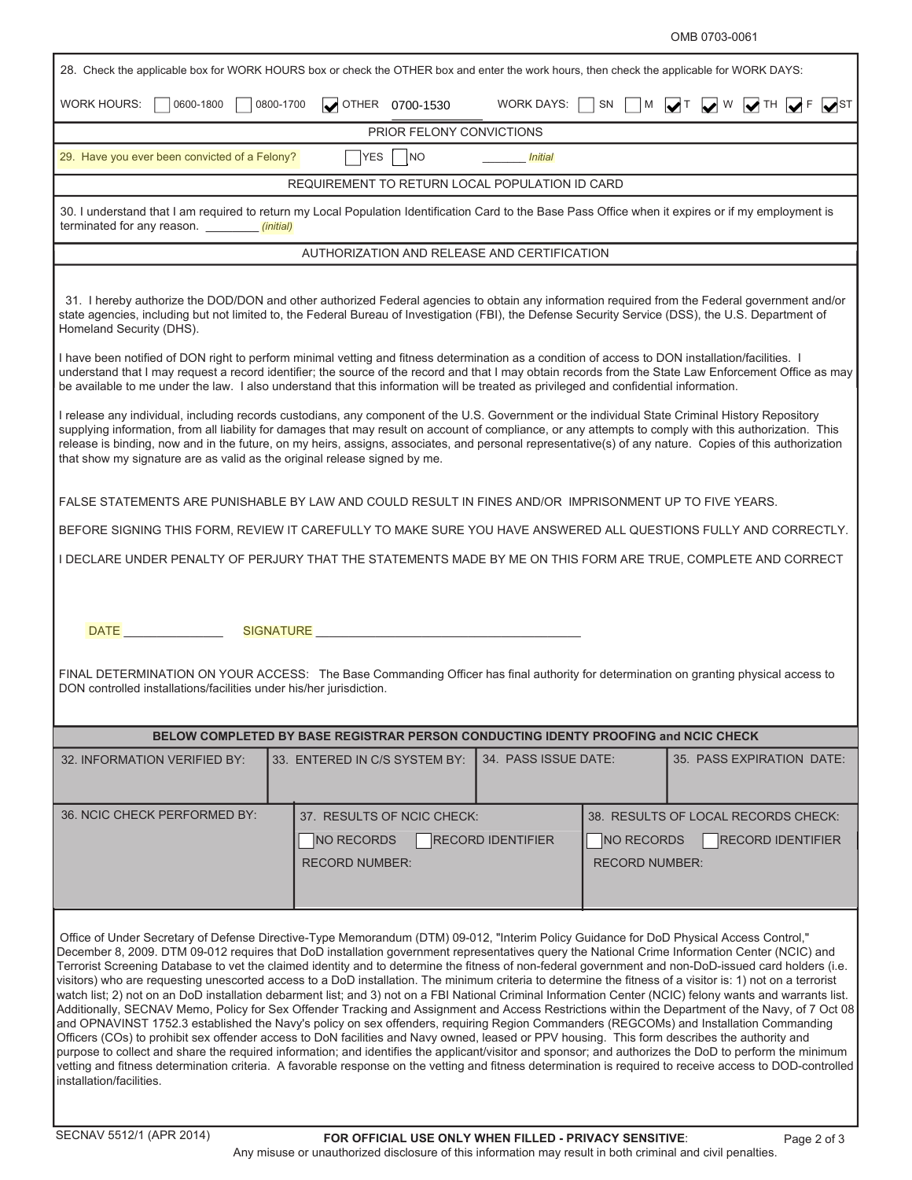OMB 0703-0061

28. Check the applicable box for WORK HOURS box or check the OTHER box and enter the work hours, then check the applicable for WORK DAYS:

WORK HOURS: ☐ 0600-1800 ☐ 0800-1700 ☑ OTHER 0700-1530 WORK DAYS: ☐ SN ☐ M ☑ T ☑ W ☑ TH ☑ F ☑ ST

## PRIOR FELONY CONVICTIONS

29. Have you ever been convicted of a Felony? ☐ YES ☐ NO _______ *Initial*

## REQUIREMENT TO RETURN LOCAL POPULATION ID CARD

30. I understand that I am required to return my Local Population Identification Card to the Base Pass Office when it expires or if my employment is terminated for any reason. ________ *(initial)*

## AUTHORIZATION AND RELEASE AND CERTIFICATION

31. I hereby authorize the DOD/DON and other authorized Federal agencies to obtain any information required from the Federal government and/or state agencies, including but not limited to, the Federal Bureau of Investigation (FBI), the Defense Security Service (DSS), the U.S. Department of Homeland Security (DHS).

I have been notified of DON right to perform minimal vetting and fitness determination as a condition of access to DON installation/facilities. I understand that I may request a record identifier; the source of the record and that I may obtain records from the State Law Enforcement Office as may be available to me under the law. I also understand that this information will be treated as privileged and confidential information.

I release any individual, including records custodians, any component of the U.S. Government or the individual State Criminal History Repository supplying information, from all liability for damages that may result on account of compliance, or any attempts to comply with this authorization. This release is binding, now and in the future, on my heirs, assigns, associates, and personal representative(s) of any nature. Copies of this authorization that show my signature are as valid as the original release signed by me.

FALSE STATEMENTS ARE PUNISHABLE BY LAW AND COULD RESULT IN FINES AND/OR IMPRISONMENT UP TO FIVE YEARS.

BEFORE SIGNING THIS FORM, REVIEW IT CAREFULLY TO MAKE SURE YOU HAVE ANSWERED ALL QUESTIONS FULLY AND CORRECTLY.

I DECLARE UNDER PENALTY OF PERJURY THAT THE STATEMENTS MADE BY ME ON THIS FORM ARE TRUE, COMPLETE AND CORRECT

DATE _______________ SIGNATURE ________________________________________

FINAL DETERMINATION ON YOUR ACCESS: The Base Commanding Officer has final authority for determination on granting physical access to DON controlled installations/facilities under his/her jurisdiction.

## BELOW COMPLETED BY BASE REGISTRAR PERSON CONDUCTING IDENTY PROOFING and NCIC CHECK

| 32. INFORMATION VERIFIED BY: | 33. ENTERED IN C/S SYSTEM BY: | 34. PASS ISSUE DATE: | 35. PASS EXPIRATION DATE: |
|---|---|---|---|
| | | | |

| 36. NCIC CHECK PERFORMED BY: | 37. RESULTS OF NCIC CHECK: | 38. RESULTS OF LOCAL RECORDS CHECK: |
|---|---|---|
| | ☐ NO RECORDS ☐ RECORD IDENTIFIER<br>RECORD NUMBER: | ☐ NO RECORDS ☐ RECORD IDENTIFIER<br>RECORD NUMBER: |

Office of Under Secretary of Defense Directive-Type Memorandum (DTM) 09-012, "Interim Policy Guidance for DoD Physical Access Control," December 8, 2009. DTM 09-012 requires that DoD installation government representatives query the National Crime Information Center (NCIC) and Terrorist Screening Database to vet the claimed identity and to determine the fitness of non-federal government and non-DoD-issued card holders (i.e. visitors) who are requesting unescorted access to a DoD installation. The minimum criteria to determine the fitness of a visitor is: 1) not on a terrorist watch list; 2) not on an DoD installation debarment list; and 3) not on a FBI National Criminal Information Center (NCIC) felony wants and warrants list. Additionally, SECNAV Memo, Policy for Sex Offender Tracking and Assignment and Access Restrictions within the Department of the Navy, of 7 Oct 08 and OPNAVINST 1752.3 established the Navy's policy on sex offenders, requiring Region Commanders (REGCOMs) and Installation Commanding Officers (COs) to prohibit sex offender access to DoN facilities and Navy owned, leased or PPV housing. This form describes the authority and purpose to collect and share the required information; and identifies the applicant/visitor and sponsor; and authorizes the DoD to perform the minimum vetting and fitness determination criteria. A favorable response on the vetting and fitness determination is required to receive access to DOD-controlled installation/facilities.

SECNAV 5512/1 (APR 2014)

**FOR OFFICIAL USE ONLY WHEN FILLED - PRIVACY SENSITIVE**: Any misuse or unauthorized disclosure of this information may result in both criminal and civil penalties.